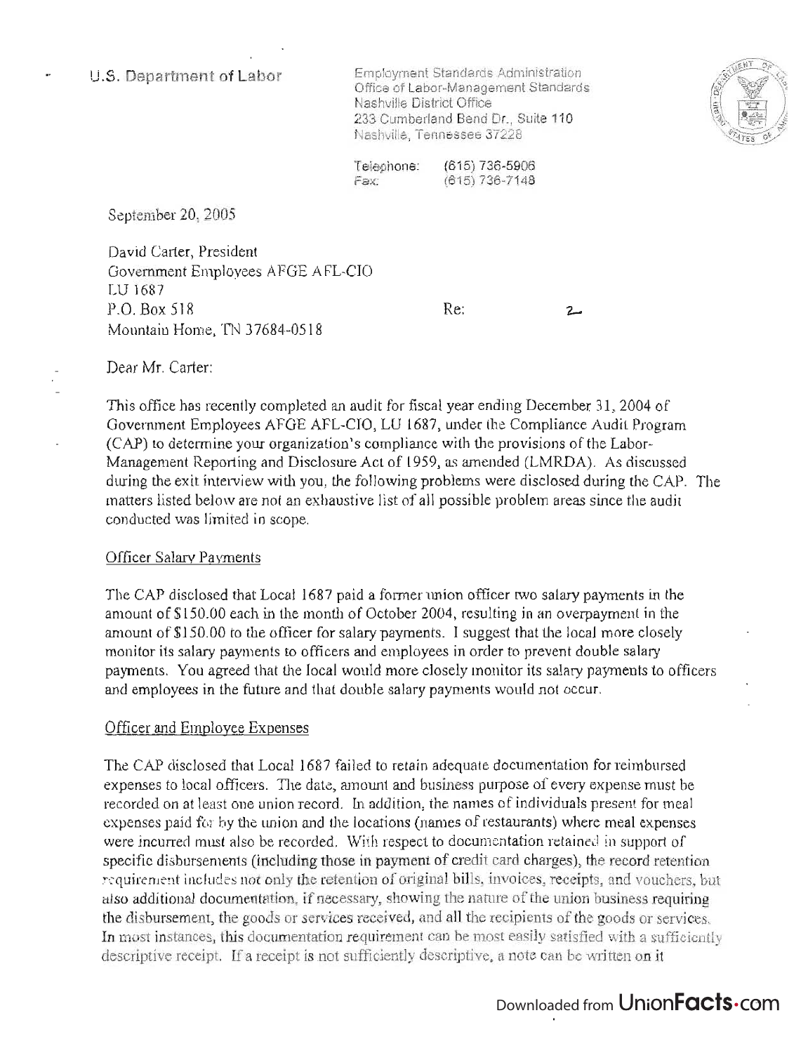U.S. Department of Labor

Employment Standards Administration
Office of Labor-Management Standards
Nashville District Office
233 Cumberland Bend Dr., Suite 110
Nashville, Tennessee 37228

Telephone: (615) 736-5906
Fax: (615) 736-7148

September 20, 2005

David Carter, President
Government Employees AFGE AFL-CIO
LU 1687
P.O. Box 518
Mountain Home, TN 37684-0518

Re: 2

Dear Mr. Carter:

This office has recently completed an audit for fiscal year ending December 31, 2004 of Government Employees AFGE AFL-CIO, LU 1687, under the Compliance Audit Program (CAP) to determine your organization's compliance with the provisions of the Labor-Management Reporting and Disclosure Act of 1959, as amended (LMRDA). As discussed during the exit interview with you, the following problems were disclosed during the CAP. The matters listed below are not an exhaustive list of all possible problem areas since the audit conducted was limited in scope.

Officer Salary Payments

The CAP disclosed that Local 1687 paid a former union officer two salary payments in the amount of $150.00 each in the month of October 2004, resulting in an overpayment in the amount of $150.00 to the officer for salary payments. I suggest that the local more closely monitor its salary payments to officers and employees in order to prevent double salary payments. You agreed that the local would more closely monitor its salary payments to officers and employees in the future and that double salary payments would not occur.

Officer and Employee Expenses

The CAP disclosed that Local 1687 failed to retain adequate documentation for reimbursed expenses to local officers. The date, amount and business purpose of every expense must be recorded on at least one union record. In addition, the names of individuals present for meal expenses paid for by the union and the locations (names of restaurants) where meal expenses were incurred must also be recorded. With respect to documentation retained in support of specific disbursements (including those in payment of credit card charges), the record retention requirement includes not only the retention of original bills, invoices, receipts, and vouchers, but also additional documentation, if necessary, showing the nature of the union business requiring the disbursement, the goods or services received, and all the recipients of the goods or services. In most instances, this documentation requirement can be most easily satisfied with a sufficiently descriptive receipt. If a receipt is not sufficiently descriptive, a note can be written on it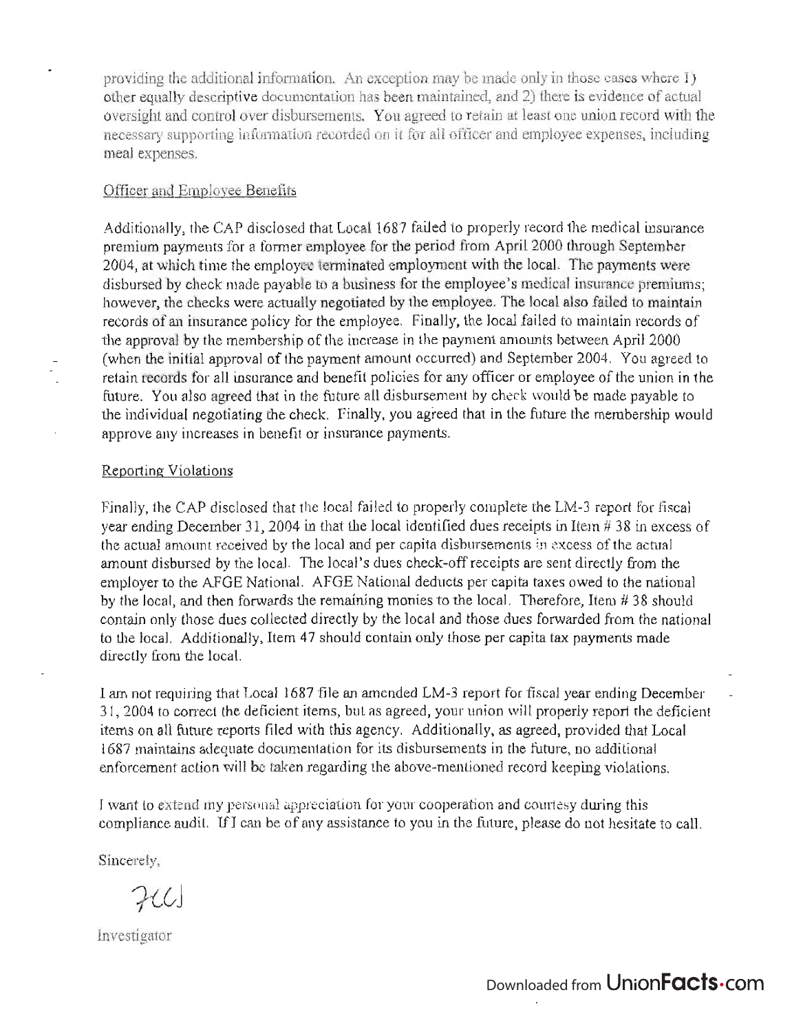providing the additional information. An exception may be made only in those cases where 1) other equally descriptive documentation has been maintained, and 2) there is evidence of actual oversight and control over disbursements. You agreed to retain at least one union record with the necessary supporting information recorded on it for all officer and employee expenses, including meal expenses.

Officer and Employee Benefits

Additionally, the CAP disclosed that Local 1687 failed to properly record the medical insurance premium payments for a former employee for the period from April 2000 through September 2004, at which time the employee terminated employment with the local. The payments were disbursed by check made payable to a business for the employee's medical insurance premiums; however, the checks were actually negotiated by the employee. The local also failed to maintain records of an insurance policy for the employee. Finally, the local failed to maintain records of the approval by the membership of the increase in the payment amounts between April 2000 (when the initial approval of the payment amount occurred) and September 2004. You agreed to retain records for all insurance and benefit policies for any officer or employee of the union in the future. You also agreed that in the future all disbursement by check would be made payable to the individual negotiating the check. Finally, you agreed that in the future the membership would approve any increases in benefit or insurance payments.

Reporting Violations

Finally, the CAP disclosed that the local failed to properly complete the LM-3 report for fiscal year ending December 31, 2004 in that the local identified dues receipts in Item # 38 in excess of the actual amount received by the local and per capita disbursements in excess of the actual amount disbursed by the local. The local's dues check-off receipts are sent directly from the employer to the AFGE National. AFGE National deducts per capita taxes owed to the national by the local, and then forwards the remaining monies to the local. Therefore, Item # 38 should contain only those dues collected directly by the local and those dues forwarded from the national to the local. Additionally, Item 47 should contain only those per capita tax payments made directly from the local.

I am not requiring that Local 1687 file an amended LM-3 report for fiscal year ending December 31, 2004 to correct the deficient items, but as agreed, your union will properly report the deficient items on all future reports filed with this agency. Additionally, as agreed, provided that Local 1687 maintains adequate documentation for its disbursements in the future, no additional enforcement action will be taken regarding the above-mentioned record keeping violations.

I want to extend my personal appreciation for your cooperation and courtesy during this compliance audit. If I can be of any assistance to you in the future, please do not hesitate to call.

Sincerely,

Investigator